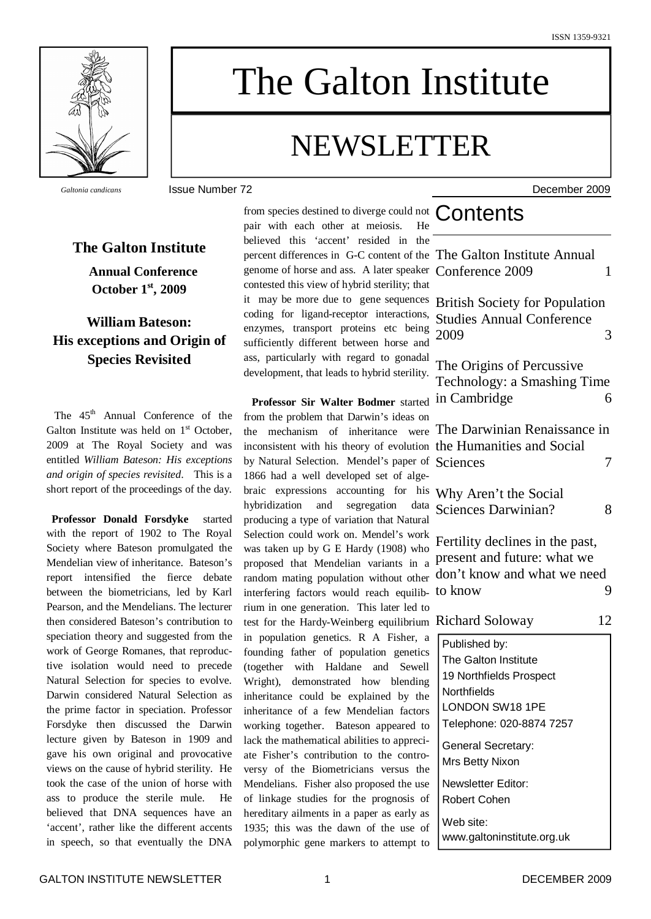ISSN 1359-9321

# The Galton Institute

# NEWSLETTER

*Galtonia candicans*

Issue Number 72 December 2009

## Contents

| | |
|---|---|
| The Galton Institute Annual Conference 2009 | 1 |
| British Society for Population Studies Annual Conference 2009 | 3 |
| The Origins of Percussive Technology: a Smashing Time in Cambridge | 6 |
| The Darwinian Renaissance in the Humanities and Social Sciences | 7 |
| Why Aren't the Social Sciences Darwinian? | 8 |
| Fertility declines in the past, present and future: what we don't know and what we need to know | 9 |
| Richard Soloway | 12 |

Published by:
The Galton Institute
19 Northfields Prospect
Northfields
LONDON SW18 1PE
Telephone: 020-8874 7257

General Secretary:
Mrs Betty Nixon

Newsletter Editor:
Robert Cohen

Web site:
www.galtoninstitute.org.uk

## The Galton Institute

**Annual Conference**
**October 1st, 2009**

### William Bateson: His exceptions and Origin of Species Revisited

The 45th Annual Conference of the Galton Institute was held on 1st October, 2009 at The Royal Society and was entitled *William Bateson: His exceptions and origin of species revisited*. This is a short report of the proceedings of the day.

**Professor Donald Forsdyke** started with the report of 1902 to The Royal Society where Bateson promulgated the Mendelian view of inheritance. Bateson's report intensified the fierce debate between the biometricians, led by Karl Pearson, and the Mendelians. The lecturer then considered Bateson's contribution to speciation theory and suggested from the work of George Romanes, that reproductive isolation would need to precede Natural Selection for species to evolve. Darwin considered Natural Selection as the prime factor in speciation. Professor Forsdyke then discussed the Darwin lecture given by Bateson in 1909 and gave his own original and provocative views on the cause of hybrid sterility. He took the case of the union of horse with ass to produce the sterile mule. He believed that DNA sequences have an 'accent', rather like the different accents in speech, so that eventually the DNA from species destined to diverge could not pair with each other at meiosis. He believed this 'accent' resided in the percent differences in G-C content of the genome of horse and ass. A later speaker contested this view of hybrid sterility; that it may be more due to gene sequences coding for ligand-receptor interactions, enzymes, transport proteins etc being sufficiently different between horse and ass, particularly with regard to gonadal development, that leads to hybrid sterility.

**Professor Sir Walter Bodmer** started from the problem that Darwin's ideas on the mechanism of inheritance were inconsistent with his theory of evolution by Natural Selection. Mendel's paper of 1866 had a well developed set of algebraic expressions accounting for his hybridization and segregation data producing a type of variation that Natural Selection could work on. Mendel's work was taken up by G E Hardy (1908) who proposed that Mendelian variants in a random mating population without other interfering factors would reach equilibrium in one generation. This later led to test for the Hardy-Weinberg equilibrium in population genetics. R A Fisher, a founding father of population genetics (together with Haldane and Sewell Wright), demonstrated how blending inheritance could be explained by the inheritance of a few Mendelian factors working together. Bateson appeared to lack the mathematical abilities to appreciate Fisher's contribution to the controversy of the Biometricians versus the Mendelians. Fisher also proposed the use of linkage studies for the prognosis of hereditary ailments in a paper as early as 1935; this was the dawn of the use of polymorphic gene markers to attempt to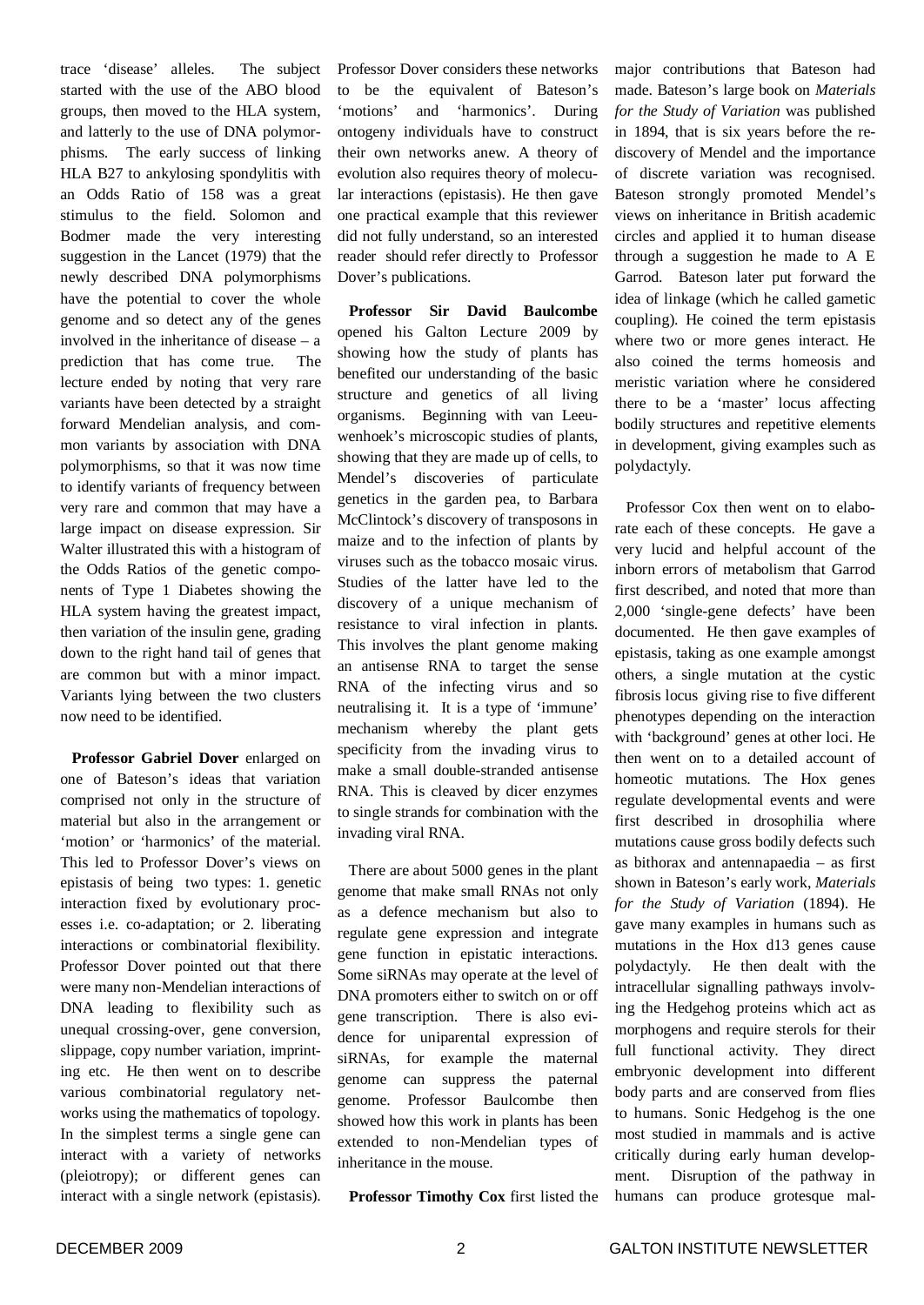trace 'disease' alleles. The subject started with the use of the ABO blood groups, then moved to the HLA system, and latterly to the use of DNA polymorphisms. The early success of linking HLA B27 to ankylosing spondylitis with an Odds Ratio of 158 was a great stimulus to the field. Solomon and Bodmer made the very interesting suggestion in the Lancet (1979) that the newly described DNA polymorphisms have the potential to cover the whole genome and so detect any of the genes involved in the inheritance of disease – a prediction that has come true. The lecture ended by noting that very rare variants have been detected by a straight forward Mendelian analysis, and common variants by association with DNA polymorphisms, so that it was now time to identify variants of frequency between very rare and common that may have a large impact on disease expression. Sir Walter illustrated this with a histogram of the Odds Ratios of the genetic components of Type 1 Diabetes showing the HLA system having the greatest impact, then variation of the insulin gene, grading down to the right hand tail of genes that are common but with a minor impact. Variants lying between the two clusters now need to be identified.

**Professor Gabriel Dover** enlarged on one of Bateson's ideas that variation comprised not only in the structure of material but also in the arrangement or 'motion' or 'harmonics' of the material. This led to Professor Dover's views on epistasis of being two types: 1. genetic interaction fixed by evolutionary processes i.e. co-adaptation; or 2. liberating interactions or combinatorial flexibility. Professor Dover pointed out that there were many non-Mendelian interactions of DNA leading to flexibility such as unequal crossing-over, gene conversion, slippage, copy number variation, imprinting etc. He then went on to describe various combinatorial regulatory networks using the mathematics of topology. In the simplest terms a single gene can interact with a variety of networks (pleiotropy); or different genes can interact with a single network (epistasis). Professor Dover considers these networks to be the equivalent of Bateson's 'motions' and 'harmonics'. During ontogeny individuals have to construct their own networks anew. A theory of evolution also requires theory of molecular interactions (epistasis). He then gave one practical example that this reviewer did not fully understand, so an interested reader should refer directly to Professor Dover's publications.

**Professor Sir David Baulcombe** opened his Galton Lecture 2009 by showing how the study of plants has benefited our understanding of the basic structure and genetics of all living organisms. Beginning with van Leeuwenhoek's microscopic studies of plants, showing that they are made up of cells, to Mendel's discoveries of particulate genetics in the garden pea, to Barbara McClintock's discovery of transposons in maize and to the infection of plants by viruses such as the tobacco mosaic virus. Studies of the latter have led to the discovery of a unique mechanism of resistance to viral infection in plants. This involves the plant genome making an antisense RNA to target the sense RNA of the infecting virus and so neutralising it. It is a type of 'immune' mechanism whereby the plant gets specificity from the invading virus to make a small double-stranded antisense RNA. This is cleaved by dicer enzymes to single strands for combination with the invading viral RNA.

There are about 5000 genes in the plant genome that make small RNAs not only as a defence mechanism but also to regulate gene expression and integrate gene function in epistatic interactions. Some siRNAs may operate at the level of DNA promoters either to switch on or off gene transcription. There is also evidence for uniparental expression of siRNAs, for example the maternal genome can suppress the paternal genome. Professor Baulcombe then showed how this work in plants has been extended to non-Mendelian types of inheritance in the mouse.

**Professor Timothy Cox** first listed the major contributions that Bateson had made. Bateson's large book on *Materials for the Study of Variation* was published in 1894, that is six years before the rediscovery of Mendel and the importance of discrete variation was recognised. Bateson strongly promoted Mendel's views on inheritance in British academic circles and applied it to human disease through a suggestion he made to A E Garrod. Bateson later put forward the idea of linkage (which he called gametic coupling). He coined the term epistasis where two or more genes interact. He also coined the terms homeosis and meristic variation where he considered there to be a 'master' locus affecting bodily structures and repetitive elements in development, giving examples such as polydactyly.

Professor Cox then went on to elaborate each of these concepts. He gave a very lucid and helpful account of the inborn errors of metabolism that Garrod first described, and noted that more than 2,000 'single-gene defects' have been documented. He then gave examples of epistasis, taking as one example amongst others, a single mutation at the cystic fibrosis locus giving rise to five different phenotypes depending on the interaction with 'background' genes at other loci. He then went on to a detailed account of homeotic mutations. The Hox genes regulate developmental events and were first described in drosophilia where mutations cause gross bodily defects such as bithorax and antennapaedia – as first shown in Bateson's early work, *Materials for the Study of Variation* (1894). He gave many examples in humans such as mutations in the Hox d13 genes cause polydactyly. He then dealt with the intracellular signalling pathways involving the Hedgehog proteins which act as morphogens and require sterols for their full functional activity. They direct embryonic development into different body parts and are conserved from flies to humans. Sonic Hedgehog is the one most studied in mammals and is active critically during early human development. Disruption of the pathway in humans can produce grotesque mal-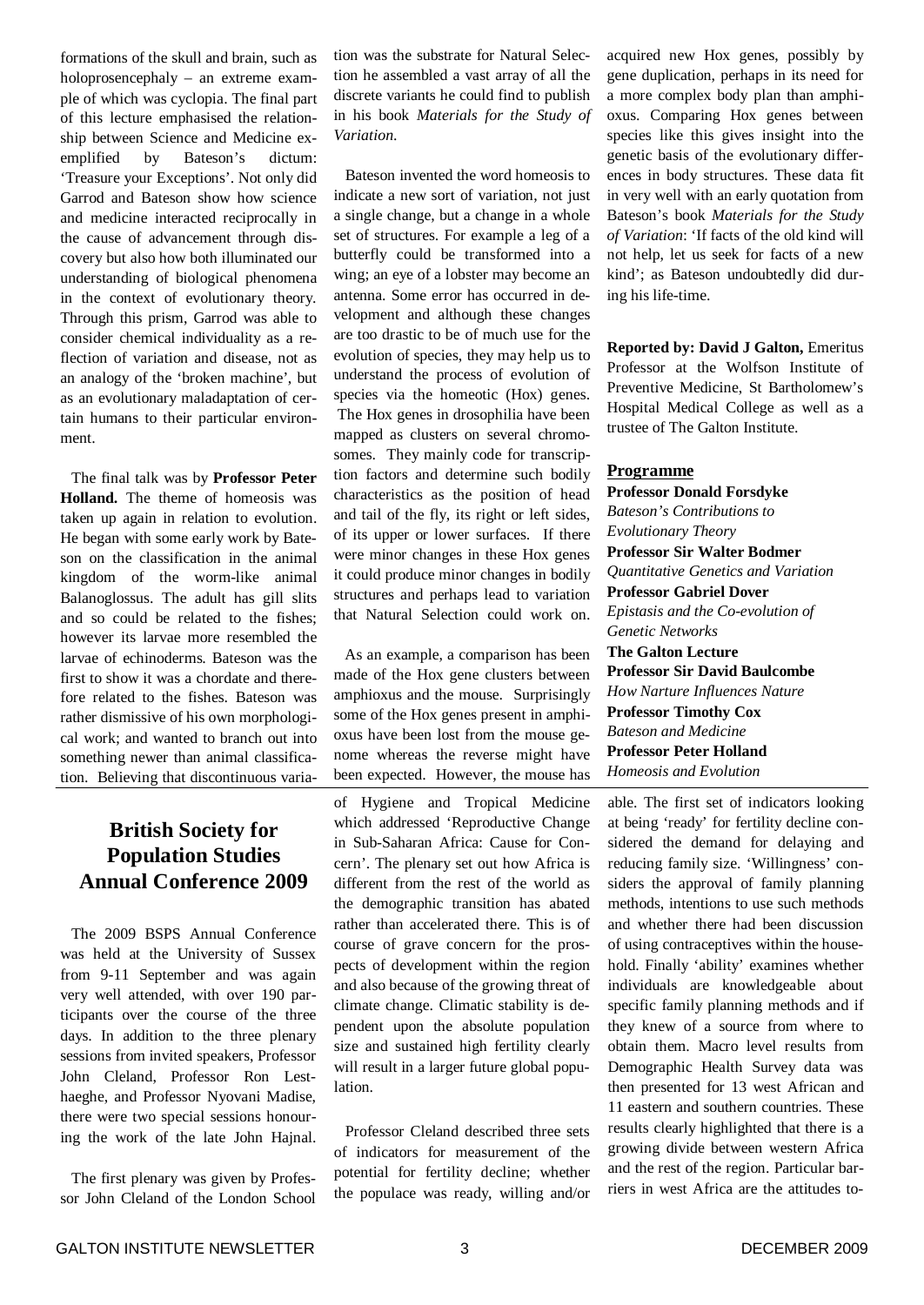formations of the skull and brain, such as holoprosencephaly – an extreme example of which was cyclopia. The final part of this lecture emphasised the relationship between Science and Medicine exemplified by Bateson's dictum: 'Treasure your Exceptions'. Not only did Garrod and Bateson show how science and medicine interacted reciprocally in the cause of advancement through discovery but also how both illuminated our understanding of biological phenomena in the context of evolutionary theory. Through this prism, Garrod was able to consider chemical individuality as a reflection of variation and disease, not as an analogy of the 'broken machine', but as an evolutionary maladaptation of certain humans to their particular environment.

The final talk was by **Professor Peter Holland.** The theme of homeosis was taken up again in relation to evolution. He began with some early work by Bateson on the classification in the animal kingdom of the worm-like animal Balanoglossus. The adult has gill slits and so could be related to the fishes; however its larvae more resembled the larvae of echinoderms. Bateson was the first to show it was a chordate and therefore related to the fishes. Bateson was rather dismissive of his own morphological work; and wanted to branch out into something newer than animal classification. Believing that discontinuous variation was the substrate for Natural Selection he assembled a vast array of all the discrete variants he could find to publish in his book *Materials for the Study of Variation.*

Bateson invented the word homeosis to indicate a new sort of variation, not just a single change, but a change in a whole set of structures. For example a leg of a butterfly could be transformed into a wing; an eye of a lobster may become an antenna. Some error has occurred in development and although these changes are too drastic to be of much use for the evolution of species, they may help us to understand the process of evolution of species via the homeotic (Hox) genes. The Hox genes in drosophilia have been mapped as clusters on several chromosomes. They mainly code for transcription factors and determine such bodily characteristics as the position of head and tail of the fly, its right or left sides, of its upper or lower surfaces. If there were minor changes in these Hox genes it could produce minor changes in bodily structures and perhaps lead to variation that Natural Selection could work on.

As an example, a comparison has been made of the Hox gene clusters between amphioxus and the mouse. Surprisingly some of the Hox genes present in amphioxus have been lost from the mouse genome whereas the reverse might have been expected. However, the mouse has acquired new Hox genes, possibly by gene duplication, perhaps in its need for a more complex body plan than amphioxus. Comparing Hox genes between species like this gives insight into the genetic basis of the evolutionary differences in body structures. These data fit in very well with an early quotation from Bateson's book *Materials for the Study of Variation*: 'If facts of the old kind will not help, let us seek for facts of a new kind'; as Bateson undoubtedly did during his life-time.

**Reported by: David J Galton,** Emeritus Professor at the Wolfson Institute of Preventive Medicine, St Bartholomew's Hospital Medical College as well as a trustee of The Galton Institute.

**Programme**

**Professor Donald Forsdyke**
*Bateson's Contributions to Evolutionary Theory*
**Professor Sir Walter Bodmer**
*Quantitative Genetics and Variation*
**Professor Gabriel Dover**
*Epistasis and the Co-evolution of Genetic Networks*
**The Galton Lecture**
**Professor Sir David Baulcombe**
*How Narture Influences Nature*
**Professor Timothy Cox**
*Bateson and Medicine*
**Professor Peter Holland**
*Homeosis and Evolution*

## British Society for Population Studies Annual Conference 2009

The 2009 BSPS Annual Conference was held at the University of Sussex from 9-11 September and was again very well attended, with over 190 participants over the course of the three days. In addition to the three plenary sessions from invited speakers, Professor John Cleland, Professor Ron Lesthaeghe, and Professor Nyovani Madise, there were two special sessions honouring the work of the late John Hajnal.

The first plenary was given by Professor John Cleland of the London School of Hygiene and Tropical Medicine which addressed 'Reproductive Change in Sub-Saharan Africa: Cause for Concern'. The plenary set out how Africa is different from the rest of the world as the demographic transition has abated rather than accelerated there. This is of course of grave concern for the prospects of development within the region and also because of the growing threat of climate change. Climatic stability is dependent upon the absolute population size and sustained high fertility clearly will result in a larger future global population.

Professor Cleland described three sets of indicators for measurement of the potential for fertility decline; whether the populace was ready, willing and/or able. The first set of indicators looking at being 'ready' for fertility decline considered the demand for delaying and reducing family size. 'Willingness' considers the approval of family planning methods, intentions to use such methods and whether there had been discussion of using contraceptives within the household. Finally 'ability' examines whether individuals are knowledgeable about specific family planning methods and if they knew of a source from where to obtain them. Macro level results from Demographic Health Survey data was then presented for 13 west African and 11 eastern and southern countries. These results clearly highlighted that there is a growing divide between western Africa and the rest of the region. Particular barriers in west Africa are the attitudes to-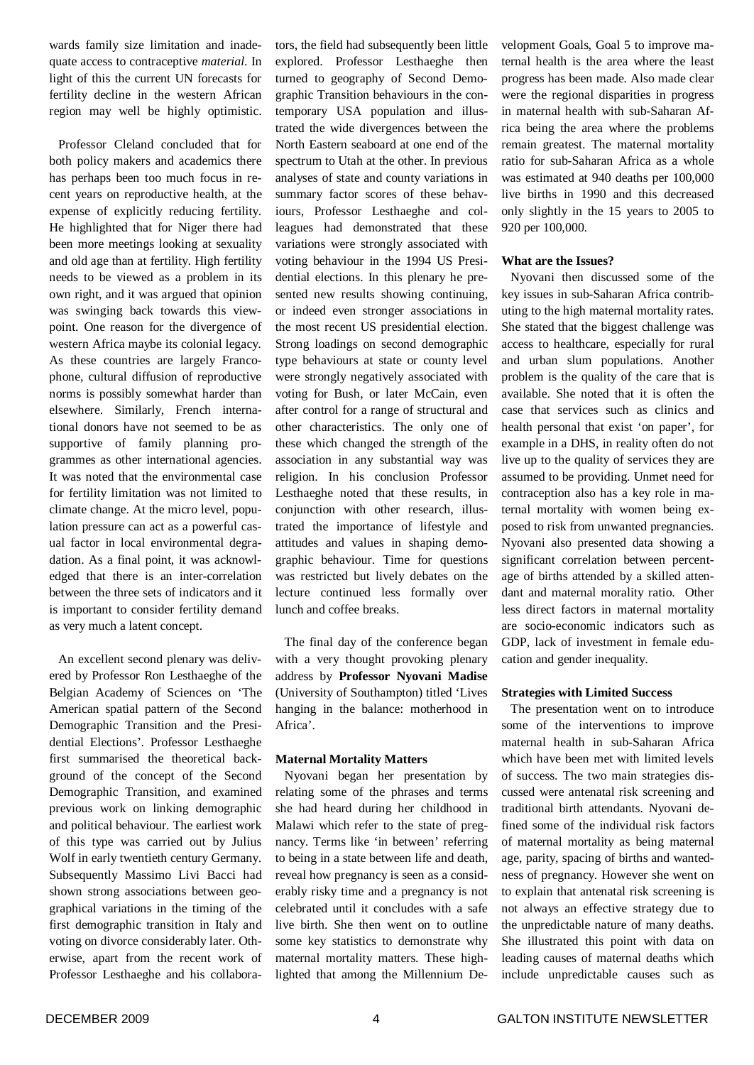wards family size limitation and inadequate access to contraceptive *material*. In light of this the current UN forecasts for fertility decline in the western African region may well be highly optimistic.

Professor Cleland concluded that for both policy makers and academics there has perhaps been too much focus in recent years on reproductive health, at the expense of explicitly reducing fertility. He highlighted that for Niger there had been more meetings looking at sexuality and old age than at fertility. High fertility needs to be viewed as a problem in its own right, and it was argued that opinion was swinging back towards this viewpoint. One reason for the divergence of western Africa maybe its colonial legacy. As these countries are largely Francophone, cultural diffusion of reproductive norms is possibly somewhat harder than elsewhere. Similarly, French international donors have not seemed to be as supportive of family planning programmes as other international agencies. It was noted that the environmental case for fertility limitation was not limited to climate change. At the micro level, population pressure can act as a powerful casual factor in local environmental degradation. As a final point, it was acknowledged that there is an inter-correlation between the three sets of indicators and it is important to consider fertility demand as very much a latent concept.

An excellent second plenary was delivered by Professor Ron Lesthaeghe of the Belgian Academy of Sciences on 'The American spatial pattern of the Second Demographic Transition and the Presidential Elections'. Professor Lesthaeghe first summarised the theoretical background of the concept of the Second Demographic Transition, and examined previous work on linking demographic and political behaviour. The earliest work of this type was carried out by Julius Wolf in early twentieth century Germany. Subsequently Massimo Livi Bacci had shown strong associations between geographical variations in the timing of the first demographic transition in Italy and voting on divorce considerably later. Otherwise, apart from the recent work of Professor Lesthaeghe and his collaborators, the field had subsequently been little explored. Professor Lesthaeghe then turned to geography of Second Demographic Transition behaviours in the contemporary USA population and illustrated the wide divergences between the North Eastern seaboard at one end of the spectrum to Utah at the other. In previous analyses of state and county variations in summary factor scores of these behaviours, Professor Lesthaeghe and colleagues had demonstrated that these variations were strongly associated with voting behaviour in the 1994 US Presidential elections. In this plenary he presented new results showing continuing, or indeed even stronger associations in the most recent US presidential election. Strong loadings on second demographic type behaviours at state or county level were strongly negatively associated with voting for Bush, or later McCain, even after control for a range of structural and other characteristics. The only one of these which changed the strength of the association in any substantial way was religion. In his conclusion Professor Lesthaeghe noted that these results, in conjunction with other research, illustrated the importance of lifestyle and attitudes and values in shaping demographic behaviour. Time for questions was restricted but lively debates on the lecture continued less formally over lunch and coffee breaks.

The final day of the conference began with a very thought provoking plenary address by **Professor Nyovani Madise** (University of Southampton) titled 'Lives hanging in the balance: motherhood in Africa'.

**Maternal Mortality Matters**

Nyovani began her presentation by relating some of the phrases and terms she had heard during her childhood in Malawi which refer to the state of pregnancy. Terms like 'in between' referring to being in a state between life and death, reveal how pregnancy is seen as a considerably risky time and a pregnancy is not celebrated until it concludes with a safe live birth. She then went on to outline some key statistics to demonstrate why maternal mortality matters. These highlighted that among the Millennium Development Goals, Goal 5 to improve maternal health is the area where the least progress has been made. Also made clear were the regional disparities in progress in maternal health with sub-Saharan Africa being the area where the problems remain greatest. The maternal mortality ratio for sub-Saharan Africa as a whole was estimated at 940 deaths per 100,000 live births in 1990 and this decreased only slightly in the 15 years to 2005 to 920 per 100,000.

**What are the Issues?**

Nyovani then discussed some of the key issues in sub-Saharan Africa contributing to the high maternal mortality rates. She stated that the biggest challenge was access to healthcare, especially for rural and urban slum populations. Another problem is the quality of the care that is available. She noted that it is often the case that services such as clinics and health personal that exist 'on paper', for example in a DHS, in reality often do not live up to the quality of services they are assumed to be providing. Unmet need for contraception also has a key role in maternal mortality with women being exposed to risk from unwanted pregnancies. Nyovani also presented data showing a significant correlation between percentage of births attended by a skilled attendant and maternal morality ratio. Other less direct factors in maternal mortality are socio-economic indicators such as GDP, lack of investment in female education and gender inequality.

**Strategies with Limited Success**

The presentation went on to introduce some of the interventions to improve maternal health in sub-Saharan Africa which have been met with limited levels of success. The two main strategies discussed were antenatal risk screening and traditional birth attendants. Nyovani defined some of the individual risk factors of maternal mortality as being maternal age, parity, spacing of births and wantedness of pregnancy. However she went on to explain that antenatal risk screening is not always an effective strategy due to the unpredictable nature of many deaths. She illustrated this point with data on leading causes of maternal deaths which include unpredictable causes such as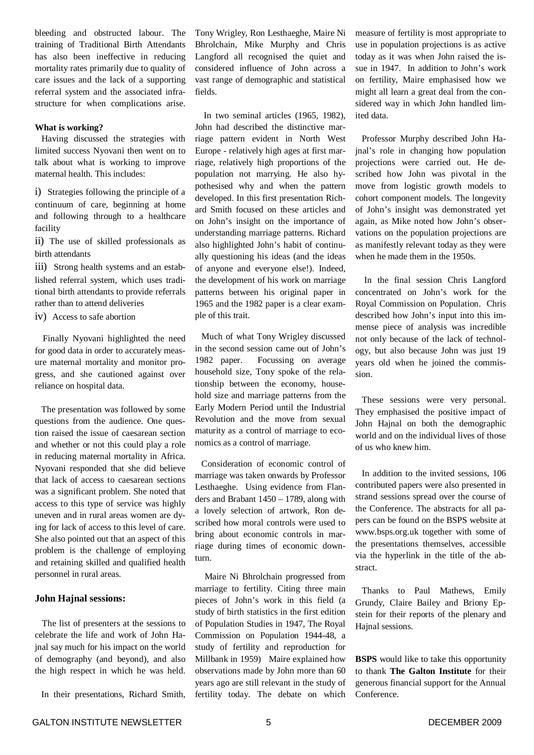bleeding and obstructed labour. The training of Traditional Birth Attendants has also been ineffective in reducing mortality rates primarily due to quality of care issues and the lack of a supporting referral system and the associated infrastructure for when complications arise.

**What is working?**

Having discussed the strategies with limited success Nyovani then went on to talk about what is working to improve maternal health. This includes:

i) Strategies following the principle of a continuum of care, beginning at home and following through to a healthcare facility

ii) The use of skilled professionals as birth attendants

iii) Strong health systems and an established referral system, which uses traditional birth attendants to provide referrals rather than to attend deliveries

iv) Access to safe abortion

Finally Nyovani highlighted the need for good data in order to accurately measure maternal mortality and monitor progress, and she cautioned against over reliance on hospital data.

The presentation was followed by some questions from the audience. One question raised the issue of caesarean section and whether or not this could play a role in reducing maternal mortality in Africa. Nyovani responded that she did believe that lack of access to caesarean sections was a significant problem. She noted that access to this type of service was highly uneven and in rural areas women are dying for lack of access to this level of care. She also pointed out that an aspect of this problem is the challenge of employing and retaining skilled and qualified health personnel in rural areas.

## John Hajnal sessions:

The list of presenters at the sessions to celebrate the life and work of John Hajnal say much for his impact on the world of demography (and beyond), and also the high respect in which he was held.

In their presentations, Richard Smith, Tony Wrigley, Ron Lesthaeghe, Maire Ni Bhrolchain, Mike Murphy and Chris Langford all recognised the quiet and considered influence of John across a vast range of demographic and statistical fields.

In two seminal articles (1965, 1982), John had described the distinctive marriage pattern evident in North West Europe - relatively high ages at first marriage, relatively high proportions of the population not marrying. He also hypothesised why and when the pattern developed. In this first presentation Richard Smith focused on these articles and on John's insight on the importance of understanding marriage patterns. Richard also highlighted John's habit of continually questioning his ideas (and the ideas of anyone and everyone else!). Indeed, the development of his work on marriage patterns between his original paper in 1965 and the 1982 paper is a clear example of this trait.

Much of what Tony Wrigley discussed in the second session came out of John's 1982 paper. Focussing on average household size, Tony spoke of the relationship between the economy, household size and marriage patterns from the Early Modern Period until the Industrial Revolution and the move from sexual maturity as a control of marriage to economics as a control of marriage.

Consideration of economic control of marriage was taken onwards by Professor Lesthaeghe. Using evidence from Flanders and Brabant 1450 – 1789, along with a lovely selection of artwork, Ron described how moral controls were used to bring about economic controls in marriage during times of economic downturn.

Maire Ni Bhrolchain progressed from marriage to fertility. Citing three main pieces of John's work in this field (a study of birth statistics in the first edition of Population Studies in 1947, The Royal Commission on Population 1944-48, a study of fertility and reproduction for Millbank in 1959) Maire explained how observations made by John more than 60 years ago are still relevant in the study of fertility today. The debate on which measure of fertility is most appropriate to use in population projections is as active today as it was when John raised the issue in 1947. In addition to John's work on fertility, Maire emphasised how we might all learn a great deal from the considered way in which John handled limited data.

Professor Murphy described John Hajnal's role in changing how population projections were carried out. He described how John was pivotal in the move from logistic growth models to cohort component models. The longevity of John's insight was demonstrated yet again, as Mike noted how John's observations on the population projections are as manifestly relevant today as they were when he made them in the 1950s.

In the final session Chris Langford concentrated on John's work for the Royal Commission on Population. Chris described how John's input into this immense piece of analysis was incredible not only because of the lack of technology, but also because John was just 19 years old when he joined the commission.

These sessions were very personal. They emphasised the positive impact of John Hajnal on both the demographic world and on the individual lives of those of us who knew him.

In addition to the invited sessions, 106 contributed papers were also presented in strand sessions spread over the course of the Conference. The abstracts for all papers can be found on the BSPS website at www.bsps.org.uk together with some of the presentations themselves, accessible via the hyperlink in the title of the abstract.

Thanks to Paul Mathews, Emily Grundy, Claire Bailey and Briony Epstein for their reports of the plenary and Hajnal sessions.

**BSPS** would like to take this opportunity to thank **The Galton Institute** for their generous financial support for the Annual Conference.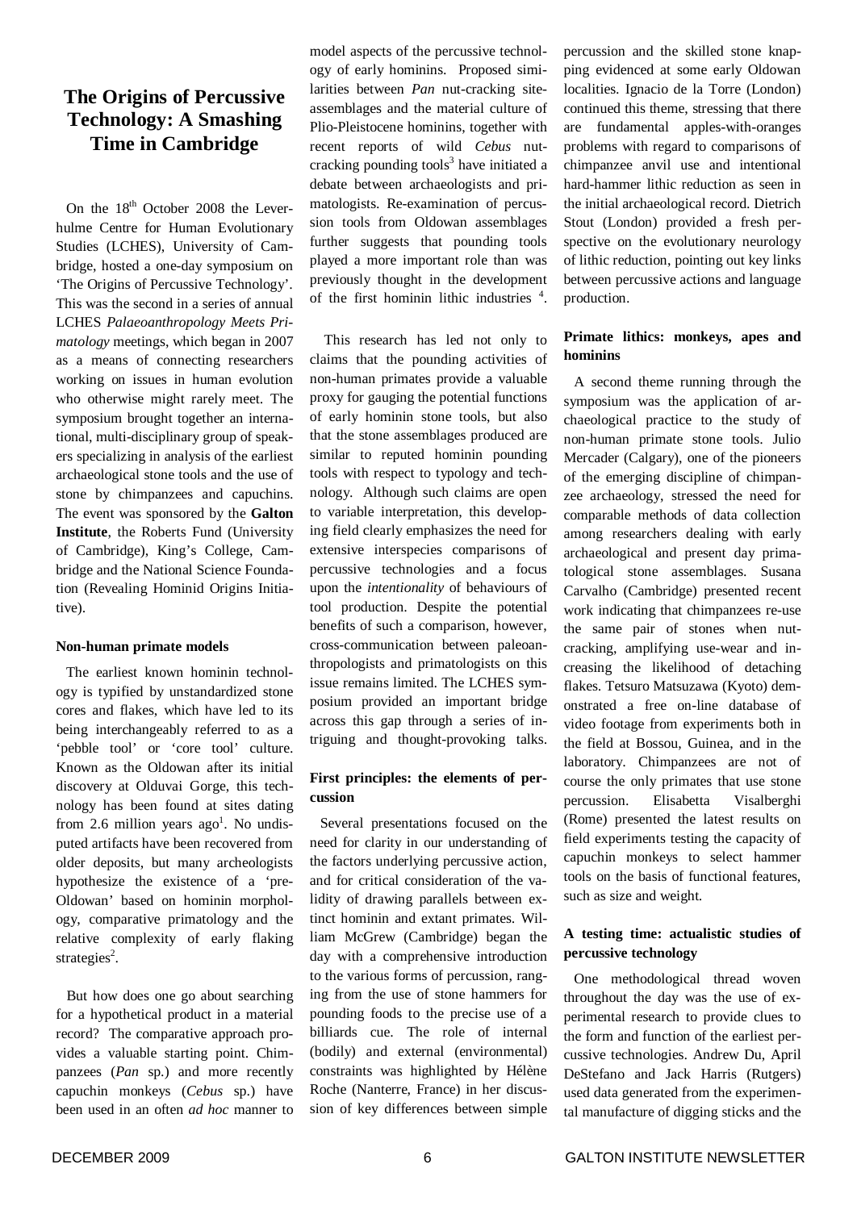# The Origins of Percussive Technology: A Smashing Time in Cambridge

On the 18th October 2008 the Leverhulme Centre for Human Evolutionary Studies (LCHES), University of Cambridge, hosted a one-day symposium on 'The Origins of Percussive Technology'. This was the second in a series of annual LCHES *Palaeoanthropology Meets Primatology* meetings, which began in 2007 as a means of connecting researchers working on issues in human evolution who otherwise might rarely meet. The symposium brought together an international, multi-disciplinary group of speakers specializing in analysis of the earliest archaeological stone tools and the use of stone by chimpanzees and capuchins. The event was sponsored by the **Galton Institute**, the Roberts Fund (University of Cambridge), King's College, Cambridge and the National Science Foundation (Revealing Hominid Origins Initiative).

#### Non-human primate models

The earliest known hominin technology is typified by unstandardized stone cores and flakes, which have led to its being interchangeably referred to as a 'pebble tool' or 'core tool' culture. Known as the Oldowan after its initial discovery at Olduvai Gorge, this technology has been found at sites dating from 2.6 million years ago[1]. No undisputed artifacts have been recovered from older deposits, but many archeologists hypothesize the existence of a 'pre-Oldowan' based on hominin morphology, comparative primatology and the relative complexity of early flaking strategies[2].

But how does one go about searching for a hypothetical product in a material record? The comparative approach provides a valuable starting point. Chimpanzees (*Pan* sp.) and more recently capuchin monkeys (*Cebus* sp.) have been used in an often *ad hoc* manner to model aspects of the percussive technology of early hominins. Proposed similarities between *Pan* nut-cracking site-assemblages and the material culture of Plio-Pleistocene hominins, together with recent reports of wild *Cebus* nut-cracking pounding tools[3] have initiated a debate between archaeologists and primatologists. Re-examination of percussion tools from Oldowan assemblages further suggests that pounding tools played a more important role than was previously thought in the development of the first hominin lithic industries [4].

This research has led not only to claims that the pounding activities of non-human primates provide a valuable proxy for gauging the potential functions of early hominin stone tools, but also that the stone assemblages produced are similar to reputed hominin pounding tools with respect to typology and technology. Although such claims are open to variable interpretation, this developing field clearly emphasizes the need for extensive interspecies comparisons of percussive technologies and a focus upon the *intentionality* of behaviours of tool production. Despite the potential benefits of such a comparison, however, cross-communication between paleoanthropologists and primatologists on this issue remains limited. The LCHES symposium provided an important bridge across this gap through a series of intriguing and thought-provoking talks.

#### First principles: the elements of percussion

Several presentations focused on the need for clarity in our understanding of the factors underlying percussive action, and for critical consideration of the validity of drawing parallels between extinct hominin and extant primates. William McGrew (Cambridge) began the day with a comprehensive introduction to the various forms of percussion, ranging from the use of stone hammers for pounding foods to the precise use of a billiards cue. The role of internal (bodily) and external (environmental) constraints was highlighted by Hélène Roche (Nanterre, France) in her discussion of key differences between simple percussion and the skilled stone knapping evidenced at some early Oldowan localities. Ignacio de la Torre (London) continued this theme, stressing that there are fundamental apples-with-oranges problems with regard to comparisons of chimpanzee anvil use and intentional hard-hammer lithic reduction as seen in the initial archaeological record. Dietrich Stout (London) provided a fresh perspective on the evolutionary neurology of lithic reduction, pointing out key links between percussive actions and language production.

#### Primate lithics: monkeys, apes and hominins

A second theme running through the symposium was the application of archaeological practice to the study of non-human primate stone tools. Julio Mercader (Calgary), one of the pioneers of the emerging discipline of chimpanzee archaeology, stressed the need for comparable methods of data collection among researchers dealing with early archaeological and present day primatological stone assemblages. Susana Carvalho (Cambridge) presented recent work indicating that chimpanzees re-use the same pair of stones when nut-cracking, amplifying use-wear and increasing the likelihood of detaching flakes. Tetsuro Matsuzawa (Kyoto) demonstrated a free on-line database of video footage from experiments both in the field at Bossou, Guinea, and in the laboratory. Chimpanzees are not of course the only primates that use stone percussion. Elisabetta Visalberghi (Rome) presented the latest results on field experiments testing the capacity of capuchin monkeys to select hammer tools on the basis of functional features, such as size and weight.

#### A testing time: actualistic studies of percussive technology

One methodological thread woven throughout the day was the use of experimental research to provide clues to the form and function of the earliest percussive technologies. Andrew Du, April DeStefano and Jack Harris (Rutgers) used data generated from the experimental manufacture of digging sticks and the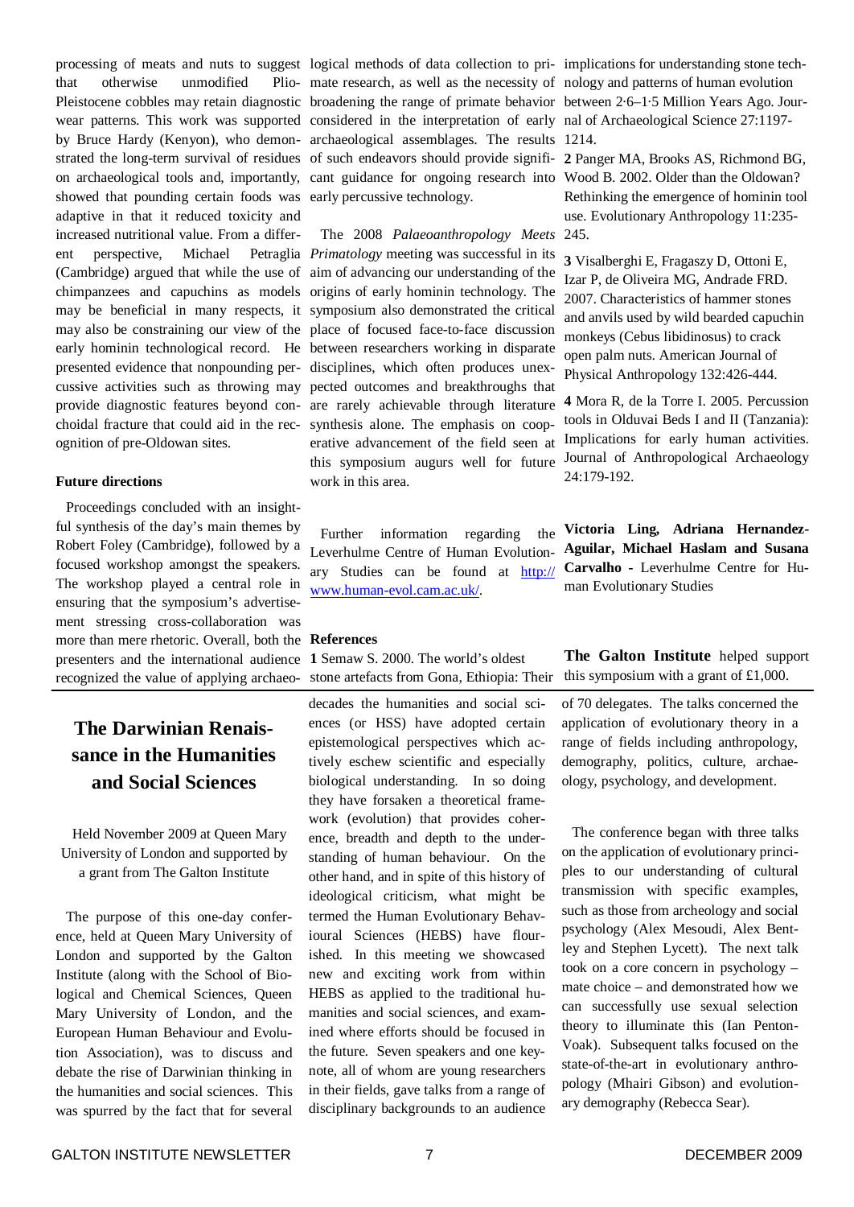processing of meats and nuts to suggest that otherwise unmodified Plio-Pleistocene cobbles may retain diagnostic wear patterns. This work was supported by Bruce Hardy (Kenyon), who demonstrated the long-term survival of residues on archaeological tools and, importantly, showed that pounding certain foods was adaptive in that it reduced toxicity and increased nutritional value. From a different perspective, Michael Petraglia (Cambridge) argued that while the use of chimpanzees and capuchins as models may be beneficial in many respects, it may also be constraining our view of the early hominin technological record. He presented evidence that nonpounding percussive activities such as throwing may provide diagnostic features beyond conchoidal fracture that could aid in the recognition of pre-Oldowan sites.

**Future directions**

Proceedings concluded with an insightful synthesis of the day's main themes by Robert Foley (Cambridge), followed by a focused workshop amongst the speakers. The workshop played a central role in ensuring that the symposium's advertisement stressing cross-collaboration was more than mere rhetoric. Overall, both the presenters and the international audience recognized the value of applying archaeological methods of data collection to primate research, as well as the necessity of broadening the range of primate behavior considered in the interpretation of early archaeological assemblages. The results of such endeavors should provide significant guidance for ongoing research into early percussive technology.

The 2008 *Palaeoanthropology Meets Primatology* meeting was successful in its aim of advancing our understanding of the origins of early hominin technology. The symposium also demonstrated the critical place of focused face-to-face discussion between researchers working in disparate disciplines, which often produces unexpected outcomes and breakthroughs that are rarely achievable through literature synthesis alone. The emphasis on cooperative advancement of the field seen at this symposium augurs well for future work in this area.

Further information regarding the Leverhulme Centre of Human Evolutionary Studies can be found at http://www.human-evol.cam.ac.uk/.

**References**

**1** Semaw S. 2000. The world's oldest stone artefacts from Gona, Ethiopia: Their implications for understanding stone technology and patterns of human evolution between 2·6–1·5 Million Years Ago. Journal of Archaeological Science 27:1197-1214.

**2** Panger MA, Brooks AS, Richmond BG, Wood B. 2002. Older than the Oldowan? Rethinking the emergence of hominin tool use. Evolutionary Anthropology 11:235-245.

**3** Visalberghi E, Fragaszy D, Ottoni E, Izar P, de Oliveira MG, Andrade FRD. 2007. Characteristics of hammer stones and anvils used by wild bearded capuchin monkeys (Cebus libidinosus) to crack open palm nuts. American Journal of Physical Anthropology 132:426-444.

**4** Mora R, de la Torre I. 2005. Percussion tools in Olduvai Beds I and II (Tanzania): Implications for early human activities. Journal of Anthropological Archaeology 24:179-192.

**Victoria Ling, Adriana Hernandez-Aguilar, Michael Haslam and Susana Carvalho** - Leverhulme Centre for Human Evolutionary Studies

**The Galton Institute** helped support this symposium with a grant of £1,000.

## The Darwinian Renaissance in the Humanities and Social Sciences

Held November 2009 at Queen Mary University of London and supported by a grant from The Galton Institute

The purpose of this one-day conference, held at Queen Mary University of London and supported by the Galton Institute (along with the School of Biological and Chemical Sciences, Queen Mary University of London, and the European Human Behaviour and Evolution Association), was to discuss and debate the rise of Darwinian thinking in the humanities and social sciences. This was spurred by the fact that for several decades the humanities and social sciences (or HSS) have adopted certain epistemological perspectives which actively eschew scientific and especially biological understanding. In so doing they have forsaken a theoretical framework (evolution) that provides coherence, breadth and depth to the understanding of human behaviour. On the other hand, and in spite of this history of ideological criticism, what might be termed the Human Evolutionary Behavioural Sciences (HEBS) have flourished. In this meeting we showcased new and exciting work from within HEBS as applied to the traditional humanities and social sciences, and examined where efforts should be focused in the future. Seven speakers and one keynote, all of whom are young researchers in their fields, gave talks from a range of disciplinary backgrounds to an audience of 70 delegates. The talks concerned the application of evolutionary theory in a range of fields including anthropology, demography, politics, culture, archaeology, psychology, and development.

The conference began with three talks on the application of evolutionary principles to our understanding of cultural transmission with specific examples, such as those from archeology and social psychology (Alex Mesoudi, Alex Bentley and Stephen Lycett). The next talk took on a core concern in psychology – mate choice – and demonstrated how we can successfully use sexual selection theory to illuminate this (Ian Penton-Voak). Subsequent talks focused on the state-of-the-art in evolutionary anthropology (Mhairi Gibson) and evolutionary demography (Rebecca Sear).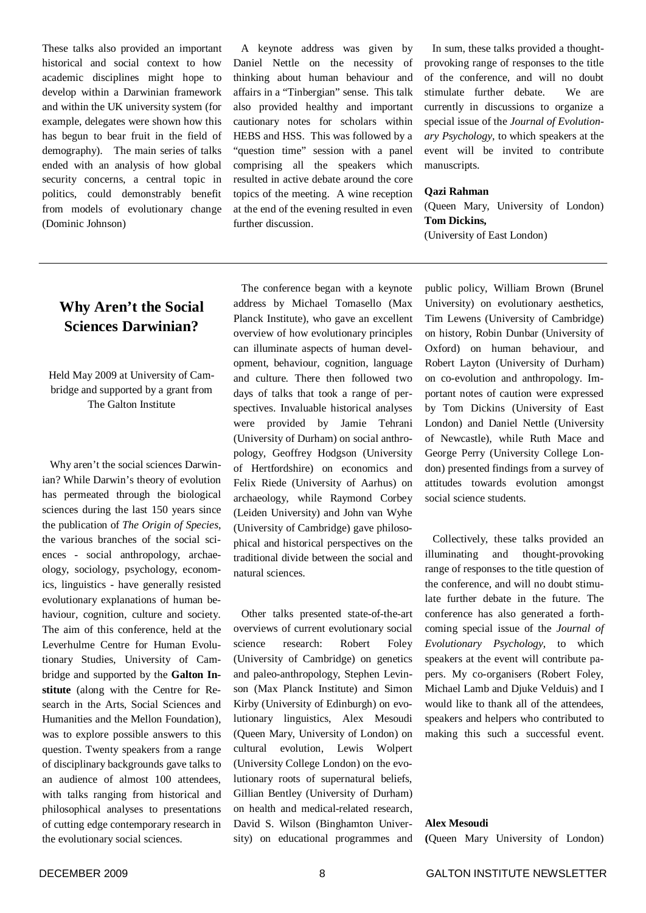These talks also provided an important historical and social context to how academic disciplines might hope to develop within a Darwinian framework and within the UK university system (for example, delegates were shown how this has begun to bear fruit in the field of demography). The main series of talks ended with an analysis of how global security concerns, a central topic in politics, could demonstrably benefit from models of evolutionary change (Dominic Johnson)

A keynote address was given by Daniel Nettle on the necessity of thinking about human behaviour and affairs in a "Tinbergian" sense. This talk also provided healthy and important cautionary notes for scholars within HEBS and HSS. This was followed by a "question time" session with a panel comprising all the speakers which resulted in active debate around the core topics of the meeting. A wine reception at the end of the evening resulted in even further discussion.

In sum, these talks provided a thought-provoking range of responses to the title of the conference, and will no doubt stimulate further debate. We are currently in discussions to organize a special issue of the *Journal of Evolutionary Psychology*, to which speakers at the event will be invited to contribute manuscripts.

**Qazi Rahman**
(Queen Mary, University of London)
**Tom Dickins,**
(University of East London)

---

## Why Aren't the Social Sciences Darwinian?

Held May 2009 at University of Cambridge and supported by a grant from The Galton Institute

Why aren't the social sciences Darwinian? While Darwin's theory of evolution has permeated through the biological sciences during the last 150 years since the publication of *The Origin of Species*, the various branches of the social sciences - social anthropology, archaeology, sociology, psychology, economics, linguistics - have generally resisted evolutionary explanations of human behaviour, cognition, culture and society. The aim of this conference, held at the Leverhulme Centre for Human Evolutionary Studies, University of Cambridge and supported by the **Galton Institute** (along with the Centre for Research in the Arts, Social Sciences and Humanities and the Mellon Foundation), was to explore possible answers to this question. Twenty speakers from a range of disciplinary backgrounds gave talks to an audience of almost 100 attendees, with talks ranging from historical and philosophical analyses to presentations of cutting edge contemporary research in the evolutionary social sciences.

The conference began with a keynote address by Michael Tomasello (Max Planck Institute), who gave an excellent overview of how evolutionary principles can illuminate aspects of human development, behaviour, cognition, language and culture. There then followed two days of talks that took a range of perspectives. Invaluable historical analyses were provided by Jamie Tehrani (University of Durham) on social anthropology, Geoffrey Hodgson (University of Hertfordshire) on economics and Felix Riede (University of Aarhus) on archaeology, while Raymond Corbey (Leiden University) and John van Wyhe (University of Cambridge) gave philosophical and historical perspectives on the traditional divide between the social and natural sciences.

Other talks presented state-of-the-art overviews of current evolutionary social science research: Robert Foley (University of Cambridge) on genetics and paleo-anthropology, Stephen Levinson (Max Planck Institute) and Simon Kirby (University of Edinburgh) on evolutionary linguistics, Alex Mesoudi (Queen Mary, University of London) on cultural evolution, Lewis Wolpert (University College London) on the evolutionary roots of supernatural beliefs, Gillian Bentley (University of Durham) on health and medical-related research, David S. Wilson (Binghamton University) on educational programmes and public policy, William Brown (Brunel University) on evolutionary aesthetics, Tim Lewens (University of Cambridge) on history, Robin Dunbar (University of Oxford) on human behaviour, and Robert Layton (University of Durham) on co-evolution and anthropology. Important notes of caution were expressed by Tom Dickins (University of East London) and Daniel Nettle (University of Newcastle), while Ruth Mace and George Perry (University College London) presented findings from a survey of attitudes towards evolution amongst social science students.

Collectively, these talks provided an illuminating and thought-provoking range of responses to the title question of the conference, and will no doubt stimulate further debate in the future. The conference has also generated a forthcoming special issue of the *Journal of Evolutionary Psychology*, to which speakers at the event will contribute papers. My co-organisers (Robert Foley, Michael Lamb and Djuke Velduis) and I would like to thank all of the attendees, speakers and helpers who contributed to making this such a successful event.

**Alex Mesoudi**
(Queen Mary University of London)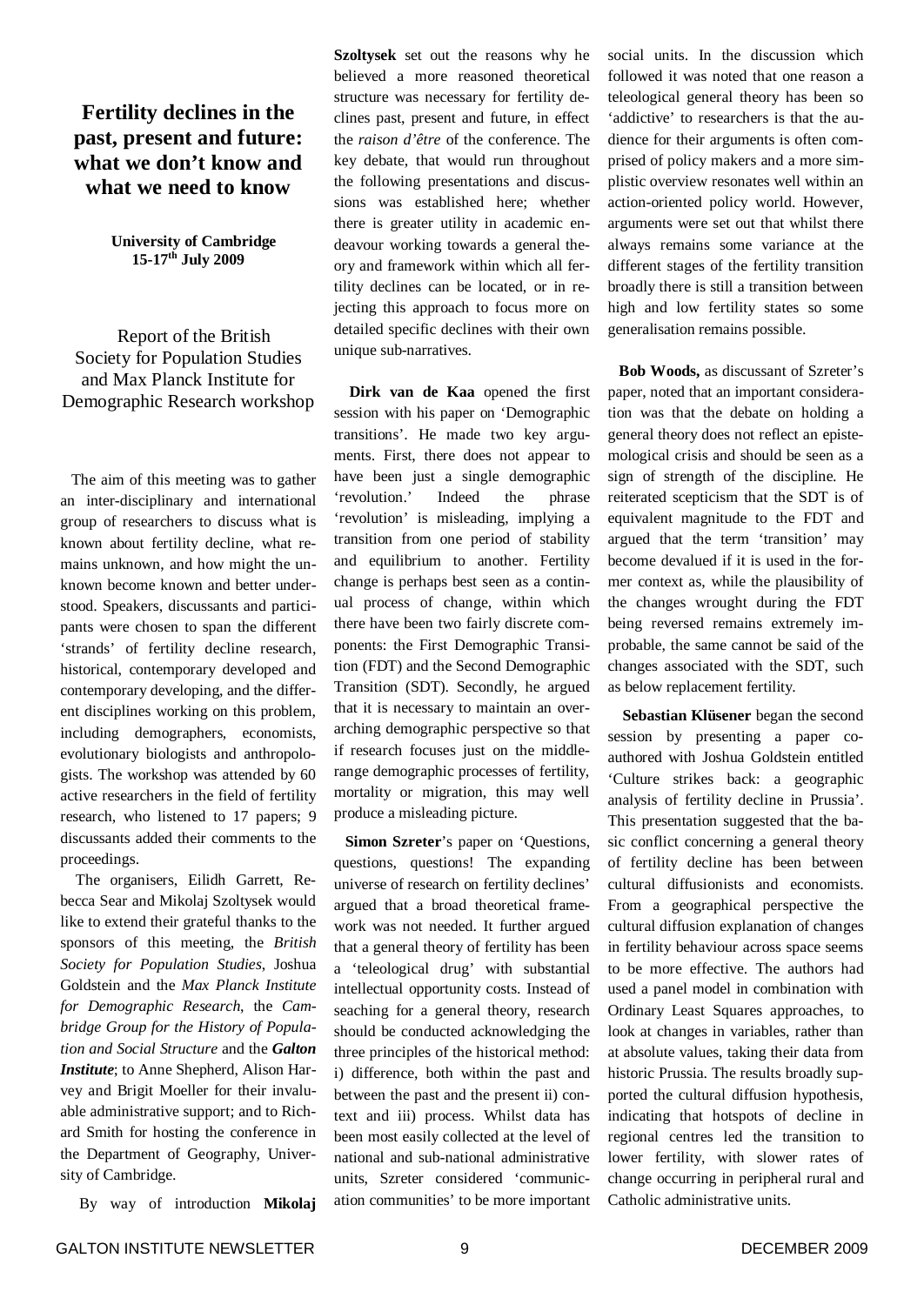# Fertility declines in the past, present and future: what we don't know and what we need to know

**University of Cambridge**
**15-17th July 2009**

Report of the British Society for Population Studies and Max Planck Institute for Demographic Research workshop

The aim of this meeting was to gather an inter-disciplinary and international group of researchers to discuss what is known about fertility decline, what remains unknown, and how might the unknown become known and better understood. Speakers, discussants and participants were chosen to span the different 'strands' of fertility decline research, historical, contemporary developed and contemporary developing, and the different disciplines working on this problem, including demographers, economists, evolutionary biologists and anthropologists. The workshop was attended by 60 active researchers in the field of fertility research, who listened to 17 papers; 9 discussants added their comments to the proceedings.

The organisers, Eilidh Garrett, Rebecca Sear and Mikolaj Szoltysek would like to extend their grateful thanks to the sponsors of this meeting, the *British Society for Population Studies*, Joshua Goldstein and the *Max Planck Institute for Demographic Research*, the *Cambridge Group for the History of Population and Social Structure* and the ***Galton Institute***; to Anne Shepherd, Alison Harvey and Brigit Moeller for their invaluable administrative support; and to Richard Smith for hosting the conference in the Department of Geography, University of Cambridge.

By way of introduction **Mikolaj Szoltysek** set out the reasons why he believed a more reasoned theoretical structure was necessary for fertility declines past, present and future, in effect the *raison d'être* of the conference. The key debate, that would run throughout the following presentations and discussions was established here; whether there is greater utility in academic endeavour working towards a general theory and framework within which all fertility declines can be located, or in rejecting this approach to focus more on detailed specific declines with their own unique sub-narratives.

**Dirk van de Kaa** opened the first session with his paper on 'Demographic transitions'. He made two key arguments. First, there does not appear to have been just a single demographic 'revolution.' Indeed the phrase 'revolution' is misleading, implying a transition from one period of stability and equilibrium to another. Fertility change is perhaps best seen as a continual process of change, within which there have been two fairly discrete components: the First Demographic Transition (FDT) and the Second Demographic Transition (SDT). Secondly, he argued that it is necessary to maintain an overarching demographic perspective so that if research focuses just on the middle-range demographic processes of fertility, mortality or migration, this may well produce a misleading picture.

**Simon Szreter**'s paper on 'Questions, questions, questions! The expanding universe of research on fertility declines' argued that a broad theoretical framework was not needed. It further argued that a general theory of fertility has been a 'teleological drug' with substantial intellectual opportunity costs. Instead of seaching for a general theory, research should be conducted acknowledging the three principles of the historical method: i) difference, both within the past and between the past and the present ii) context and iii) process. Whilst data has been most easily collected at the level of national and sub-national administrative units, Szreter considered 'communication communities' to be more important social units. In the discussion which followed it was noted that one reason a teleological general theory has been so 'addictive' to researchers is that the audience for their arguments is often comprised of policy makers and a more simplistic overview resonates well within an action-oriented policy world. However, arguments were set out that whilst there always remains some variance at the different stages of the fertility transition broadly there is still a transition between high and low fertility states so some generalisation remains possible.

**Bob Woods,** as discussant of Szreter's paper, noted that an important consideration was that the debate on holding a general theory does not reflect an epistemological crisis and should be seen as a sign of strength of the discipline. He reiterated scepticism that the SDT is of equivalent magnitude to the FDT and argued that the term 'transition' may become devalued if it is used in the former context as, while the plausibility of the changes wrought during the FDT being reversed remains extremely improbable, the same cannot be said of the changes associated with the SDT, such as below replacement fertility.

**Sebastian Klüsener** began the second session by presenting a paper co-authored with Joshua Goldstein entitled 'Culture strikes back: a geographic analysis of fertility decline in Prussia'. This presentation suggested that the basic conflict concerning a general theory of fertility decline has been between cultural diffusionists and economists. From a geographical perspective the cultural diffusion explanation of changes in fertility behaviour across space seems to be more effective. The authors had used a panel model in combination with Ordinary Least Squares approaches, to look at changes in variables, rather than at absolute values, taking their data from historic Prussia. The results broadly supported the cultural diffusion hypothesis, indicating that hotspots of decline in regional centres led the transition to lower fertility, with slower rates of change occurring in peripheral rural and Catholic administrative units.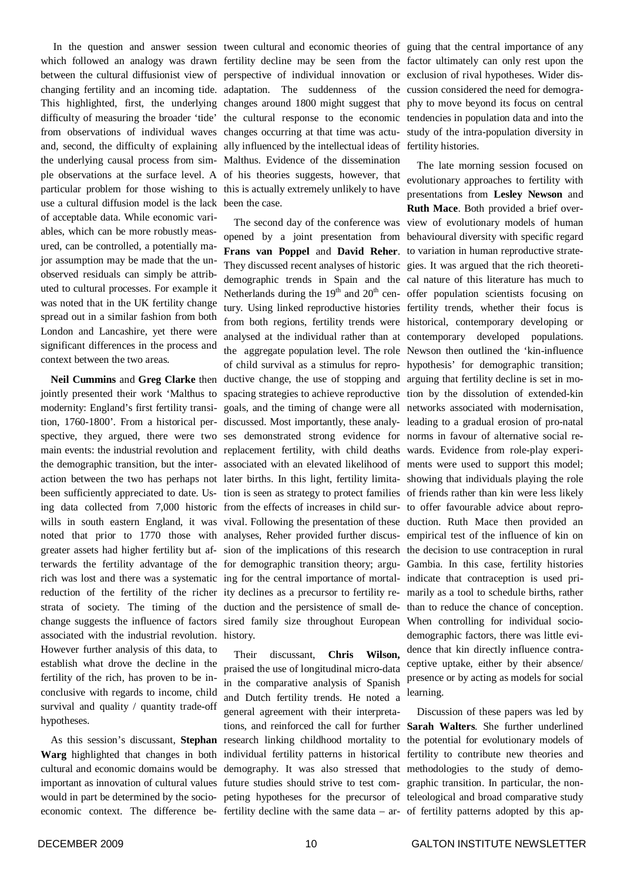In the question and answer session which followed an analogy was drawn between the cultural diffusionist view of changing fertility and an incoming tide. This highlighted, first, the underlying difficulty of measuring the broader 'tide' from observations of individual waves and, second, the difficulty of explaining the underlying causal process from simple observations at the surface level. A particular problem for those wishing to use a cultural diffusion model is the lack of acceptable data. While economic variables, which can be more robustly measured, can be controlled, a potentially major assumption may be made that the unobserved residuals can simply be attributed to cultural processes. For example it was noted that in the UK fertility change spread out in a similar fashion from both London and Lancashire, yet there were significant differences in the process and context between the two areas.

**Neil Cummins** and **Greg Clarke** then jointly presented their work 'Malthus to modernity: England's first fertility transition, 1760-1800'. From a historical perspective, they argued, there were two main events: the industrial revolution and the demographic transition, but the interaction between the two has perhaps not been sufficiently appreciated to date. Using data collected from 7,000 historic wills in south eastern England, it was noted that prior to 1770 those with greater assets had higher fertility but afterwards the fertility advantage of the rich was lost and there was a systematic reduction of the fertility of the richer strata of society. The timing of the change suggests the influence of factors associated with the industrial revolution. However further analysis of this data, to establish what drove the decline in the fertility of the rich, has proven to be inconclusive with regards to income, child survival and quality / quantity trade-off hypotheses.

As this session's discussant, **Stephan Warg** highlighted that changes in both cultural and economic domains would be important as innovation of cultural values would in part be determined by the socio-economic context. The difference between cultural and economic theories of fertility decline may be seen from the perspective of individual innovation or adaptation. The suddenness of the changes around 1800 might suggest that the cultural response to the economic changes occurring at that time was actually influenced by the intellectual ideas of Malthus. Evidence of the dissemination of his theories suggests, however, that this is actually extremely unlikely to have been the case.

The second day of the conference was opened by a joint presentation from **Frans van Poppel** and **David Reher**. They discussed recent analyses of historic demographic trends in Spain and the Netherlands during the 19th and 20th century. Using linked reproductive histories from both regions, fertility trends were analysed at the individual rather than at the aggregate population level. The role of child survival as a stimulus for reproductive change, the use of stopping and spacing strategies to achieve reproductive goals, and the timing of change were all discussed. Most importantly, these analyses demonstrated strong evidence for replacement fertility, with child deaths associated with an elevated likelihood of later births. In this light, fertility limitation is seen as strategy to protect families from the effects of increases in child survival. Following the presentation of these analyses, Reher provided further discussion of the implications of this research for demographic transition theory; arguing for the central importance of mortality declines as a precursor to fertility reduction and the persistence of small desired family size throughout European history.

Their discussant, **Chris Wilson,** praised the use of longitudinal micro-data in the comparative analysis of Spanish and Dutch fertility trends. He noted a general agreement with their interpretations, and reinforced the call for further research linking childhood mortality to individual fertility patterns in historical demography. It was also stressed that future studies should strive to test competing hypotheses for the precursor of fertility decline with the same data – arguing that the central importance of any factor ultimately can only rest upon the exclusion of rival hypotheses. Wider discussion considered the need for demography to move beyond its focus on central tendencies in population data and into the study of the intra-population diversity in fertility histories.

The late morning session focused on evolutionary approaches to fertility with presentations from **Lesley Newson** and **Ruth Mace**. Both provided a brief overview of evolutionary models of human behavioural diversity with specific regard to variation in human reproductive strategies. It was argued that the rich theoretical nature of this literature has much to offer population scientists focusing on fertility trends, whether their focus is historical, contemporary developing or contemporary developed populations. Newson then outlined the 'kin-influence hypothesis' for demographic transition; arguing that fertility decline is set in motion by the dissolution of extended-kin networks associated with modernisation, leading to a gradual erosion of pro-natal norms in favour of alternative social rewards. Evidence from role-play experiments were used to support this model; showing that individuals playing the role of friends rather than kin were less likely to offer favourable advice about reproduction. Ruth Mace then provided an empirical test of the influence of kin on the decision to use contraception in rural Gambia. In this case, fertility histories indicate that contraception is used primarily as a tool to schedule births, rather than to reduce the chance of conception. When controlling for individual socio-demographic factors, there was little evidence that kin directly influence contraceptive uptake, either by their absence/presence or by acting as models for social learning.

Discussion of these papers was led by **Sarah Walters**. She further underlined the potential for evolutionary models of fertility to contribute new theories and methodologies to the study of demographic transition. In particular, the non-teleological and broad comparative study of fertility patterns adopted by this ap-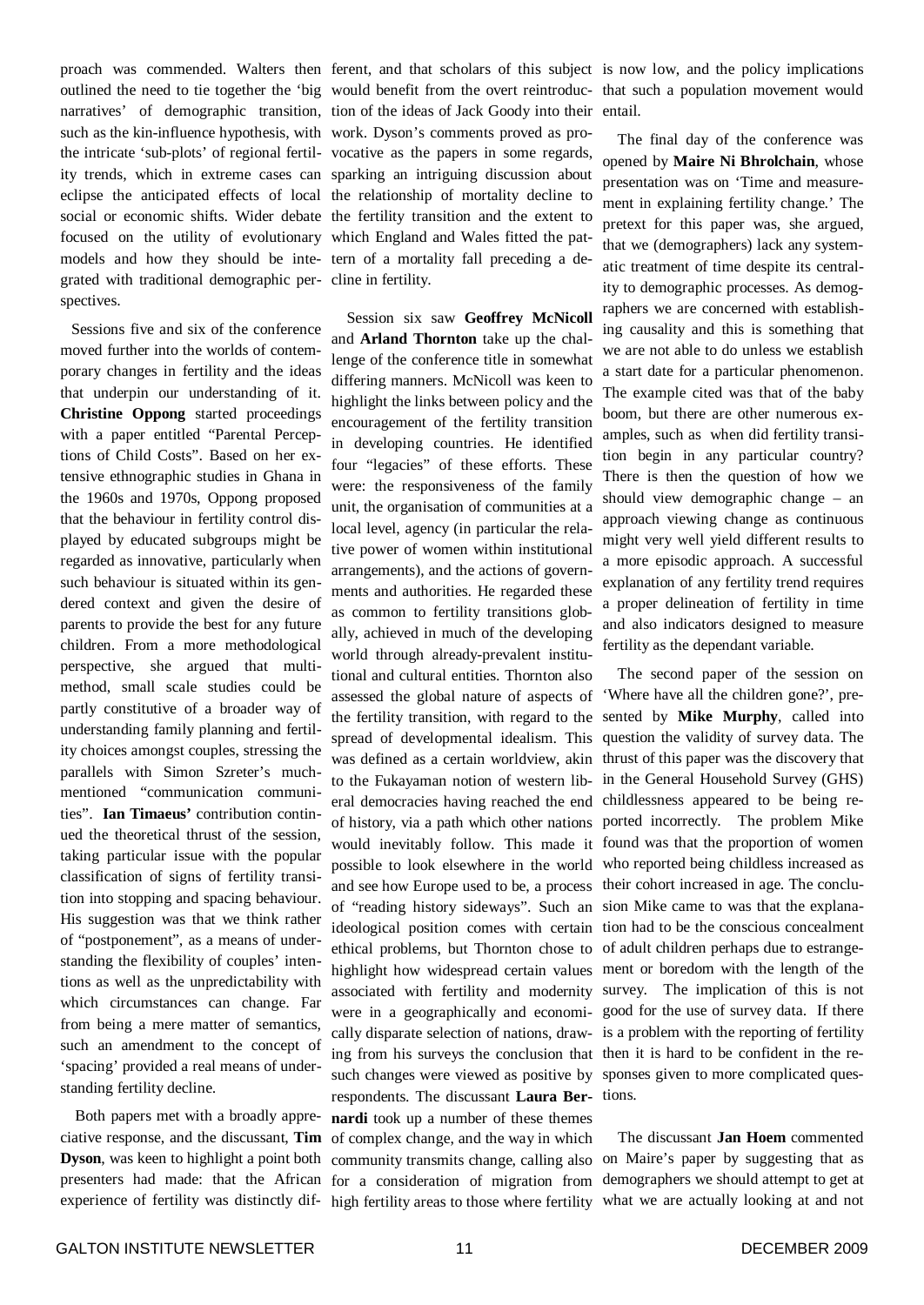proach was commended. Walters then outlined the need to tie together the 'big narratives' of demographic transition, such as the kin-influence hypothesis, with the intricate 'sub-plots' of regional fertility trends, which in extreme cases can eclipse the anticipated effects of local social or economic shifts. Wider debate focused on the utility of evolutionary models and how they should be integrated with traditional demographic perspectives.

Sessions five and six of the conference moved further into the worlds of contemporary changes in fertility and the ideas that underpin our understanding of it. **Christine Oppong** started proceedings with a paper entitled "Parental Perceptions of Child Costs". Based on her extensive ethnographic studies in Ghana in the 1960s and 1970s, Oppong proposed that the behaviour in fertility control displayed by educated subgroups might be regarded as innovative, particularly when such behaviour is situated within its gendered context and given the desire of parents to provide the best for any future children. From a more methodological perspective, she argued that multi-method, small scale studies could be partly constitutive of a broader way of understanding family planning and fertility choices amongst couples, stressing the parallels with Simon Szreter's much-mentioned "communication communities". **Ian Timaeus'** contribution continued the theoretical thrust of the session, taking particular issue with the popular classification of signs of fertility transition into stopping and spacing behaviour. His suggestion was that we think rather of "postponement", as a means of understanding the flexibility of couples' intentions as well as the unpredictability with which circumstances can change. Far from being a mere matter of semantics, such an amendment to the concept of 'spacing' provided a real means of understanding fertility decline.

Both papers met with a broadly appreciative response, and the discussant, **Tim Dyson**, was keen to highlight a point both presenters had made: that the African experience of fertility was distinctly different, and that scholars of this subject would benefit from the overt reintroduction of the ideas of Jack Goody into their work. Dyson's comments proved as provocative as the papers in some regards, sparking an intriguing discussion about the relationship of mortality decline to the fertility transition and the extent to which England and Wales fitted the pattern of a mortality fall preceding a decline in fertility.

Session six saw **Geoffrey McNicoll** and **Arland Thornton** take up the challenge of the conference title in somewhat differing manners. McNicoll was keen to highlight the links between policy and the encouragement of the fertility transition in developing countries. He identified four "legacies" of these efforts. These were: the responsiveness of the family unit, the organisation of communities at a local level, agency (in particular the relative power of women within institutional arrangements), and the actions of governments and authorities. He regarded these as common to fertility transitions globally, achieved in much of the developing world through already-prevalent institutional and cultural entities. Thornton also assessed the global nature of aspects of the fertility transition, with regard to the spread of developmental idealism. This was defined as a certain worldview, akin to the Fukayaman notion of western liberal democracies having reached the end of history, via a path which other nations would inevitably follow. This made it possible to look elsewhere in the world and see how Europe used to be, a process of "reading history sideways". Such an ideological position comes with certain ethical problems, but Thornton chose to highlight how widespread certain values associated with fertility and modernity were in a geographically and economically disparate selection of nations, drawing from his surveys the conclusion that such changes were viewed as positive by respondents. The discussant **Laura Bernardi** took up a number of these themes of complex change, and the way in which community transmits change, calling also for a consideration of migration from high fertility areas to those where fertility is now low, and the policy implications that such a population movement would entail.

The final day of the conference was opened by **Maire Ni Bhrolchain**, whose presentation was on 'Time and measurement in explaining fertility change.' The pretext for this paper was, she argued, that we (demographers) lack any systematic treatment of time despite its centrality to demographic processes. As demographers we are concerned with establishing causality and this is something that we are not able to do unless we establish a start date for a particular phenomenon. The example cited was that of the baby boom, but there are other numerous examples, such as when did fertility transition begin in any particular country? There is then the question of how we should view demographic change – an approach viewing change as continuous might very well yield different results to a more episodic approach. A successful explanation of any fertility trend requires a proper delineation of fertility in time and also indicators designed to measure fertility as the dependant variable.

The second paper of the session on 'Where have all the children gone?', presented by **Mike Murphy**, called into question the validity of survey data. The thrust of this paper was the discovery that in the General Household Survey (GHS) childlessness appeared to be being reported incorrectly. The problem Mike found was that the proportion of women who reported being childless increased as their cohort increased in age. The conclusion Mike came to was that the explanation had to be the conscious concealment of adult children perhaps due to estrangement or boredom with the length of the survey. The implication of this is not good for the use of survey data. If there is a problem with the reporting of fertility then it is hard to be confident in the responses given to more complicated questions.

The discussant **Jan Hoem** commented on Maire's paper by suggesting that as demographers we should attempt to get at what we are actually looking at and not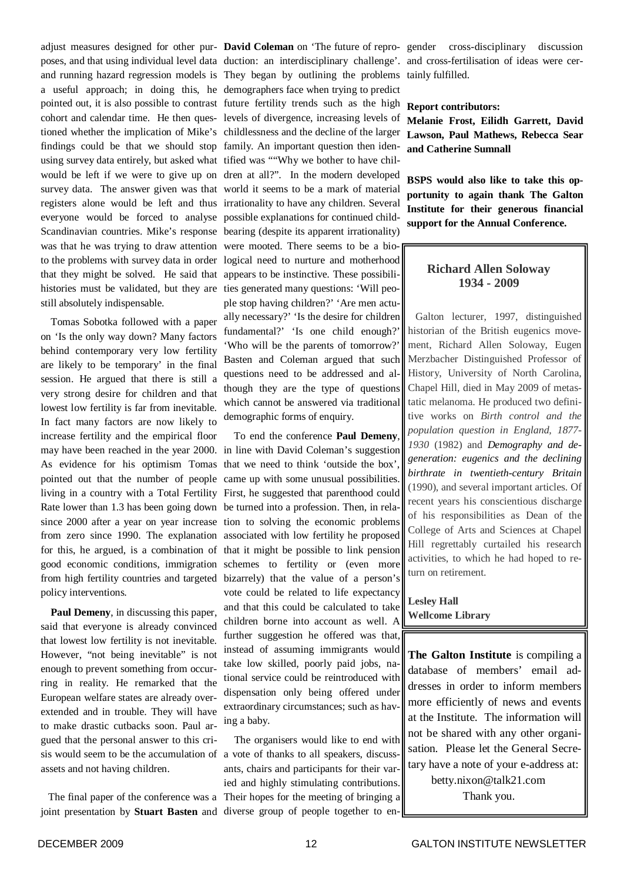adjust measures designed for other purposes, and that using individual level data and running hazard regression models is a useful approach; in doing this, he pointed out, it is also possible to contrast cohort and calendar time. He then questioned whether the implication of Mike's findings could be that we should stop using survey data entirely, but asked what would be left if we were to give up on survey data. The answer given was that registers alone would be left and thus everyone would be forced to analyse Scandinavian countries. Mike's response was that he was trying to draw attention to the problems with survey data in order that they might be solved. He said that histories must be validated, but they are still absolutely indispensable.

Tomas Sobotka followed with a paper on 'Is the only way down? Many factors behind contemporary very low fertility are likely to be temporary' in the final session. He argued that there is still a very strong desire for children and that lowest low fertility is far from inevitable. In fact many factors are now likely to increase fertility and the empirical floor may have been reached in the year 2000. As evidence for his optimism Tomas pointed out that the number of people living in a country with a Total Fertility Rate lower than 1.3 has been going down since 2000 after a year on year increase from zero since 1990. The explanation for this, he argued, is a combination of good economic conditions, immigration from high fertility countries and targeted policy interventions.

**Paul Demeny**, in discussing this paper, said that everyone is already convinced that lowest low fertility is not inevitable. However, "not being inevitable" is not enough to prevent something from occurring in reality. He remarked that the European welfare states are already overextended and in trouble. They will have to make drastic cutbacks soon. Paul argued that the personal answer to this crisis would seem to be the accumulation of assets and not having children.

The final paper of the conference was a joint presentation by **Stuart Basten** and **David Coleman** on 'The future of reproduction: an interdisciplinary challenge'. They began by outlining the problems demographers face when trying to predict future fertility trends such as the high levels of divergence, increasing levels of childlessness and the decline of the larger family. An important question then identified was ""Why we bother to have children at all?". In the modern developed world it seems to be a mark of material irrationality to have any children. Several possible explanations for continued childbearing (despite its apparent irrationality) were mooted. There seems to be a biological need to nurture and motherhood appears to be instinctive. These possibilities generated many questions: 'Will people stop having children?' 'Are men actually necessary?' 'Is the desire for children fundamental?' 'Is one child enough?' 'Who will be the parents of tomorrow?' Basten and Coleman argued that such questions need to be addressed and although they are the type of questions which cannot be answered via traditional demographic forms of enquiry.

To end the conference **Paul Demeny**, in line with David Coleman's suggestion that we need to think 'outside the box', came up with some unusual possibilities. First, he suggested that parenthood could be turned into a profession. Then, in relation to solving the economic problems associated with low fertility he proposed that it might be possible to link pension schemes to fertility or (even more bizarrely) that the value of a person's vote could be related to life expectancy and that this could be calculated to take children borne into account as well. A further suggestion he offered was that, instead of assuming immigrants would take low skilled, poorly paid jobs, national service could be reintroduced with dispensation only being offered under extraordinary circumstances; such as having a baby.

The organisers would like to end with a vote of thanks to all speakers, discussants, chairs and participants for their varied and highly stimulating contributions. Their hopes for the meeting of bringing a diverse group of people together to engender cross-disciplinary discussion and cross-fertilisation of ideas were certainly fulfilled.

**Report contributors:**
**Melanie Frost, Eilidh Garrett, David Lawson, Paul Mathews, Rebecca Sear and Catherine Sumnall**

**BSPS would also like to take this opportunity to again thank The Galton Institute for their generous financial support for the Annual Conference.**

## Richard Allen Soloway 1934 - 2009

Galton lecturer, 1997, distinguished historian of the British eugenics movement, Richard Allen Soloway, Eugen Merzbacher Distinguished Professor of History, University of North Carolina, Chapel Hill, died in May 2009 of metastatic melanoma. He produced two definitive works on *Birth control and the population question in England, 1877-1930* (1982) and *Demography and degeneration: eugenics and the declining birthrate in twentieth-century Britain* (1990), and several important articles. Of recent years his conscientious discharge of his responsibilities as Dean of the College of Arts and Sciences at Chapel Hill regrettably curtailed his research activities, to which he had hoped to return on retirement.

**Lesley Hall**
**Wellcome Library**

**The Galton Institute** is compiling a database of members' email addresses in order to inform members more efficiently of news and events at the Institute. The information will not be shared with any other organisation. Please let the General Secretary have a note of your e-address at:
betty.nixon@talk21.com
Thank you.